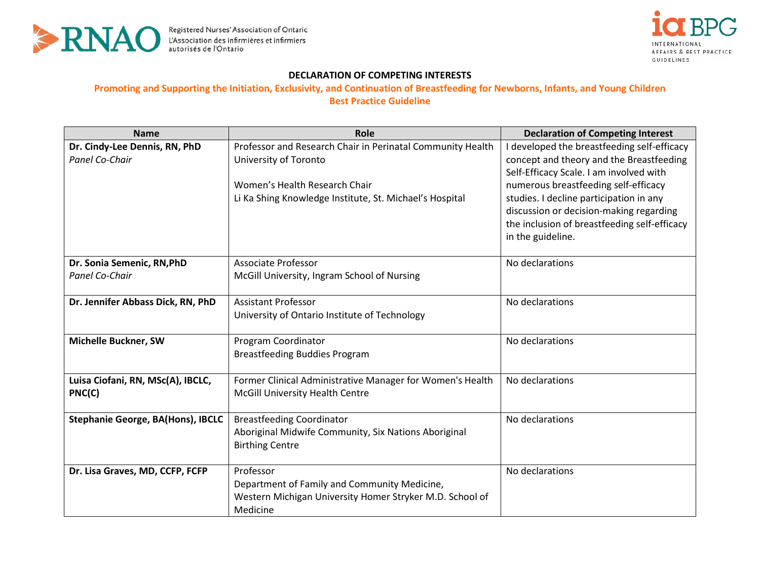Registered Nurses' Association of Ontario
L'Association des infirmières et infirmiers autorisés de l'Ontario

# DECLARATION OF COMPETING INTERESTS

## Promoting and Supporting the Initiation, Exclusivity, and Continuation of Breastfeeding for Newborns, Infants, and Young Children Best Practice Guideline

| Name | Role | Declaration of Competing Interest |
|---|---|---|
| **Dr. Cindy-Lee Dennis, RN, PhD**<br>*Panel Co-Chair* | Professor and Research Chair in Perinatal Community Health<br>University of Toronto<br><br>Women's Health Research Chair<br>Li Ka Shing Knowledge Institute, St. Michael's Hospital | I developed the breastfeeding self-efficacy concept and theory and the Breastfeeding Self-Efficacy Scale. I am involved with numerous breastfeeding self-efficacy studies. I decline participation in any discussion or decision-making regarding the inclusion of breastfeeding self-efficacy in the guideline. |
| **Dr. Sonia Semenic, RN,PhD**<br>*Panel Co-Chair* | Associate Professor<br>McGill University, Ingram School of Nursing | No declarations |
| **Dr. Jennifer Abbass Dick, RN, PhD** | Assistant Professor<br>University of Ontario Institute of Technology | No declarations |
| **Michelle Buckner, SW** | Program Coordinator<br>Breastfeeding Buddies Program | No declarations |
| **Luisa Ciofani, RN, MSc(A), IBCLC, PNC(C)** | Former Clinical Administrative Manager for Women's Health<br>McGill University Health Centre | No declarations |
| **Stephanie George, BA(Hons), IBCLC** | Breastfeeding Coordinator<br>Aboriginal Midwife Community, Six Nations Aboriginal Birthing Centre | No declarations |
| **Dr. Lisa Graves, MD, CCFP, FCFP** | Professor<br>Department of Family and Community Medicine,<br>Western Michigan University Homer Stryker M.D. School of Medicine | No declarations |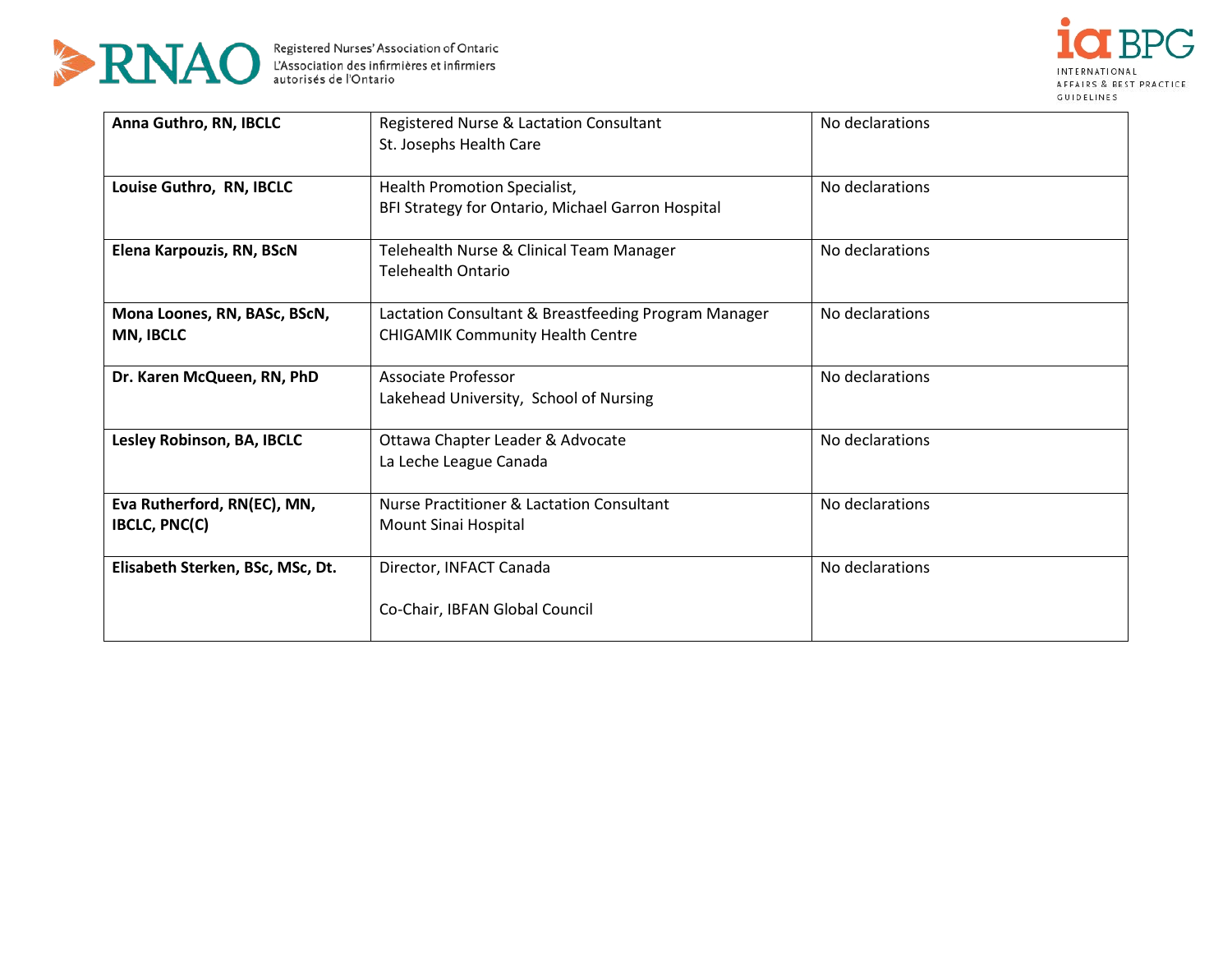| | | |
|---|---|---|
| **Anna Guthro, RN, IBCLC** | Registered Nurse & Lactation Consultant<br>St. Josephs Health Care | No declarations |
| **Louise Guthro, RN, IBCLC** | Health Promotion Specialist,<br>BFI Strategy for Ontario, Michael Garron Hospital | No declarations |
| **Elena Karpouzis, RN, BScN** | Telehealth Nurse & Clinical Team Manager<br>Telehealth Ontario | No declarations |
| **Mona Loones, RN, BASc, BScN, MN, IBCLC** | Lactation Consultant & Breastfeeding Program Manager<br>CHIGAMIK Community Health Centre | No declarations |
| **Dr. Karen McQueen, RN, PhD** | Associate Professor<br>Lakehead University, School of Nursing | No declarations |
| **Lesley Robinson, BA, IBCLC** | Ottawa Chapter Leader & Advocate<br>La Leche League Canada | No declarations |
| **Eva Rutherford, RN(EC), MN, IBCLC, PNC(C)** | Nurse Practitioner & Lactation Consultant<br>Mount Sinai Hospital | No declarations |
| **Elisabeth Sterken, BSc, MSc, Dt.** | Director, INFACT Canada<br><br>Co-Chair, IBFAN Global Council | No declarations |